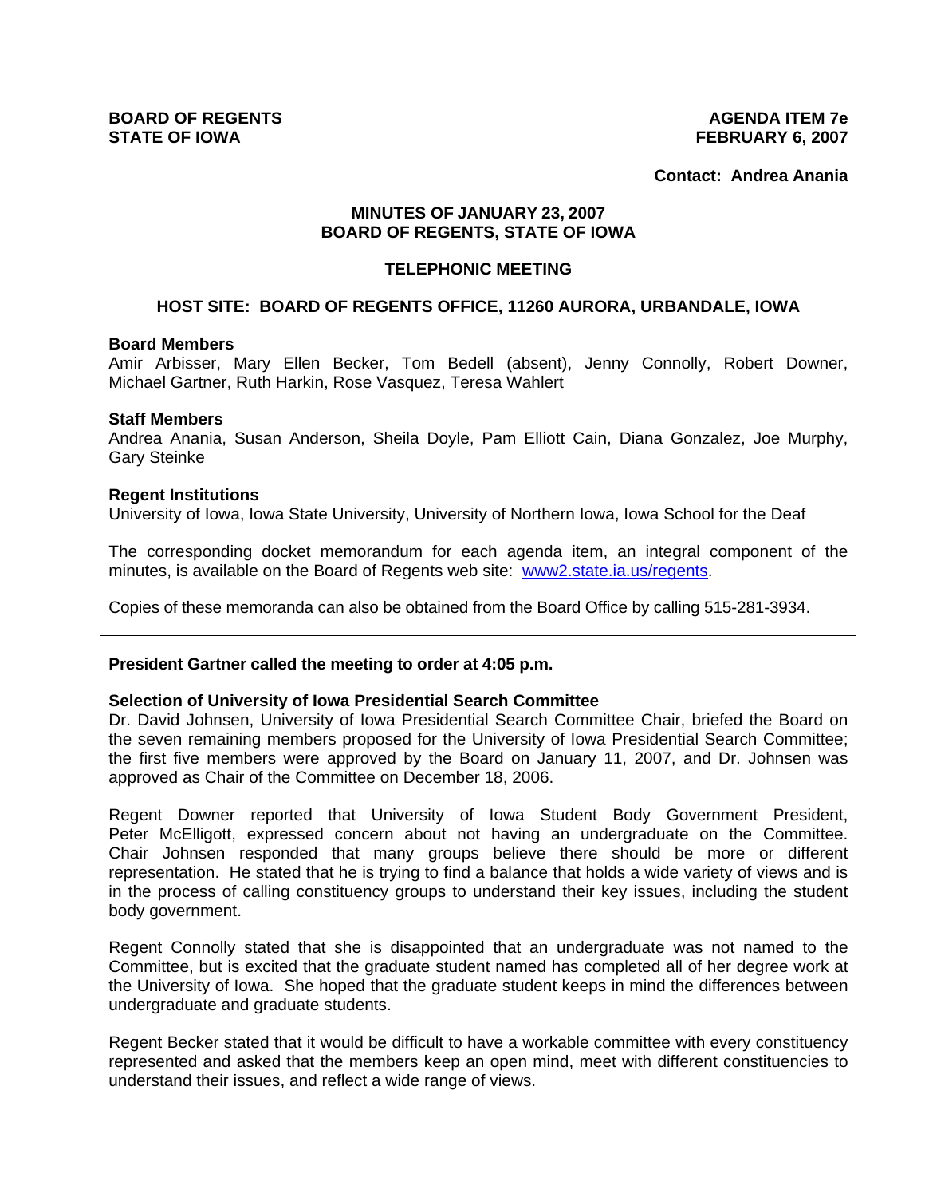**BOARD OF REGENTS**
**STATE OF IOWA**

**AGENDA ITEM 7e**
**FEBRUARY 6, 2007**

**Contact: Andrea Anania**

**MINUTES OF JANUARY 23, 2007**
**BOARD OF REGENTS, STATE OF IOWA**

**TELEPHONIC MEETING**

**HOST SITE: BOARD OF REGENTS OFFICE, 11260 AURORA, URBANDALE, IOWA**

**Board Members**
Amir Arbisser, Mary Ellen Becker, Tom Bedell (absent), Jenny Connolly, Robert Downer, Michael Gartner, Ruth Harkin, Rose Vasquez, Teresa Wahlert

**Staff Members**
Andrea Anania, Susan Anderson, Sheila Doyle, Pam Elliott Cain, Diana Gonzalez, Joe Murphy, Gary Steinke

**Regent Institutions**
University of Iowa, Iowa State University, University of Northern Iowa, Iowa School for the Deaf

The corresponding docket memorandum for each agenda item, an integral component of the minutes, is available on the Board of Regents web site: www2.state.ia.us/regents.

Copies of these memoranda can also be obtained from the Board Office by calling 515-281-3934.

---

**President Gartner called the meeting to order at 4:05 p.m.**

**Selection of University of Iowa Presidential Search Committee**
Dr. David Johnsen, University of Iowa Presidential Search Committee Chair, briefed the Board on the seven remaining members proposed for the University of Iowa Presidential Search Committee; the first five members were approved by the Board on January 11, 2007, and Dr. Johnsen was approved as Chair of the Committee on December 18, 2006.

Regent Downer reported that University of Iowa Student Body Government President, Peter McElligott, expressed concern about not having an undergraduate on the Committee. Chair Johnsen responded that many groups believe there should be more or different representation. He stated that he is trying to find a balance that holds a wide variety of views and is in the process of calling constituency groups to understand their key issues, including the student body government.

Regent Connolly stated that she is disappointed that an undergraduate was not named to the Committee, but is excited that the graduate student named has completed all of her degree work at the University of Iowa. She hoped that the graduate student keeps in mind the differences between undergraduate and graduate students.

Regent Becker stated that it would be difficult to have a workable committee with every constituency represented and asked that the members keep an open mind, meet with different constituencies to understand their issues, and reflect a wide range of views.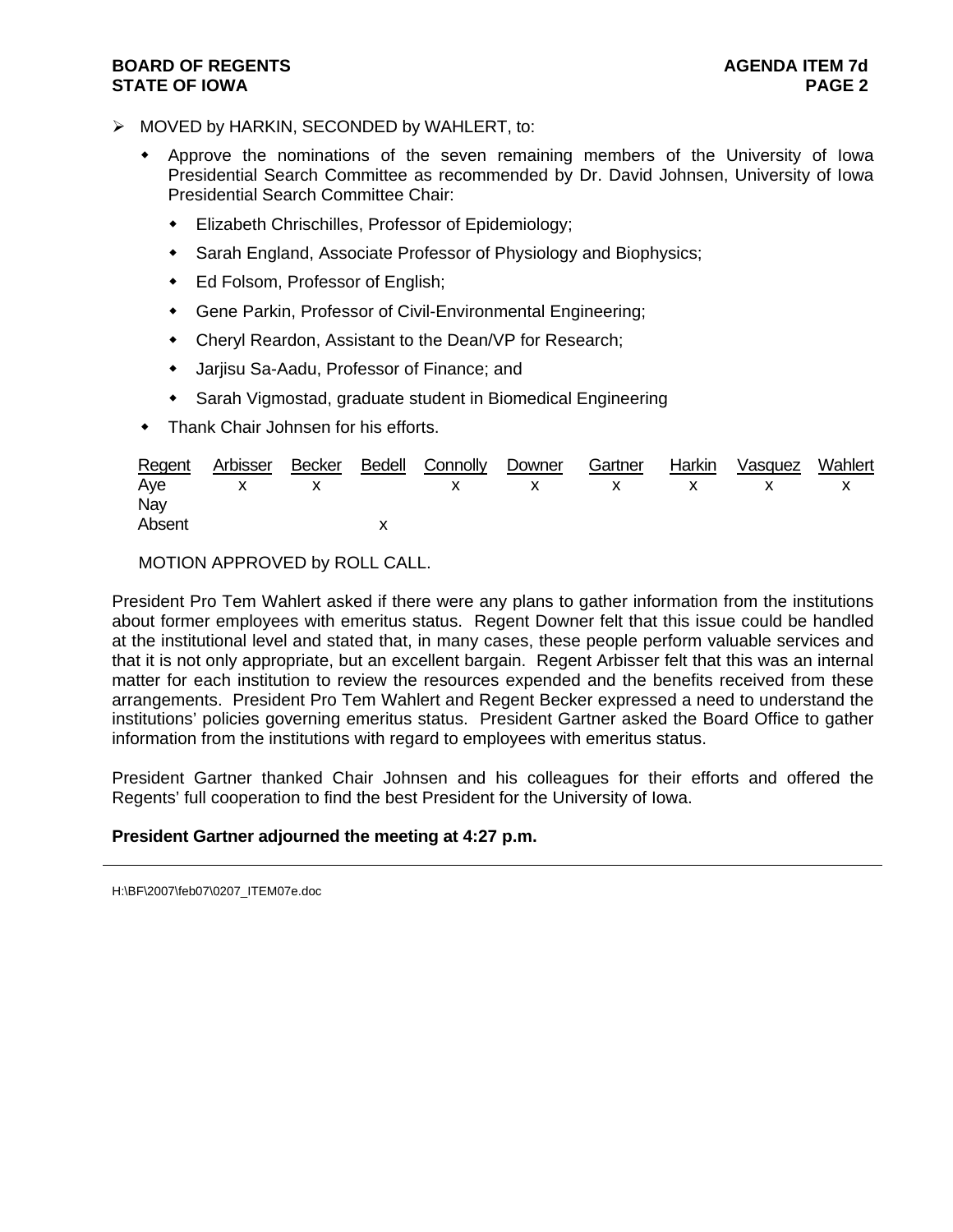- MOVED by HARKIN, SECONDED by WAHLERT, to:
  - Approve the nominations of the seven remaining members of the University of Iowa Presidential Search Committee as recommended by Dr. David Johnsen, University of Iowa Presidential Search Committee Chair:
    - Elizabeth Chrischilles, Professor of Epidemiology;
    - Sarah England, Associate Professor of Physiology and Biophysics;
    - Ed Folsom, Professor of English;
    - Gene Parkin, Professor of Civil-Environmental Engineering;
    - Cheryl Reardon, Assistant to the Dean/VP for Research;
    - Jarjisu Sa-Aadu, Professor of Finance; and
    - Sarah Vigmostad, graduate student in Biomedical Engineering
  - Thank Chair Johnsen for his efforts.

| Regent | Arbisser | Becker | Bedell | Connolly | Downer | Gartner | Harkin | Vasquez | Wahlert |
|---|---|---|---|---|---|---|---|---|---|
| Aye | x | x | | x | x | x | x | x | x |
| Nay | | | | | | | | | |
| Absent | | | x | | | | | | |

MOTION APPROVED by ROLL CALL.

President Pro Tem Wahlert asked if there were any plans to gather information from the institutions about former employees with emeritus status. Regent Downer felt that this issue could be handled at the institutional level and stated that, in many cases, these people perform valuable services and that it is not only appropriate, but an excellent bargain. Regent Arbisser felt that this was an internal matter for each institution to review the resources expended and the benefits received from these arrangements. President Pro Tem Wahlert and Regent Becker expressed a need to understand the institutions' policies governing emeritus status. President Gartner asked the Board Office to gather information from the institutions with regard to employees with emeritus status.

President Gartner thanked Chair Johnsen and his colleagues for their efforts and offered the Regents' full cooperation to find the best President for the University of Iowa.

**President Gartner adjourned the meeting at 4:27 p.m.**

H:\BF\2007\feb07\0207_ITEM07e.doc